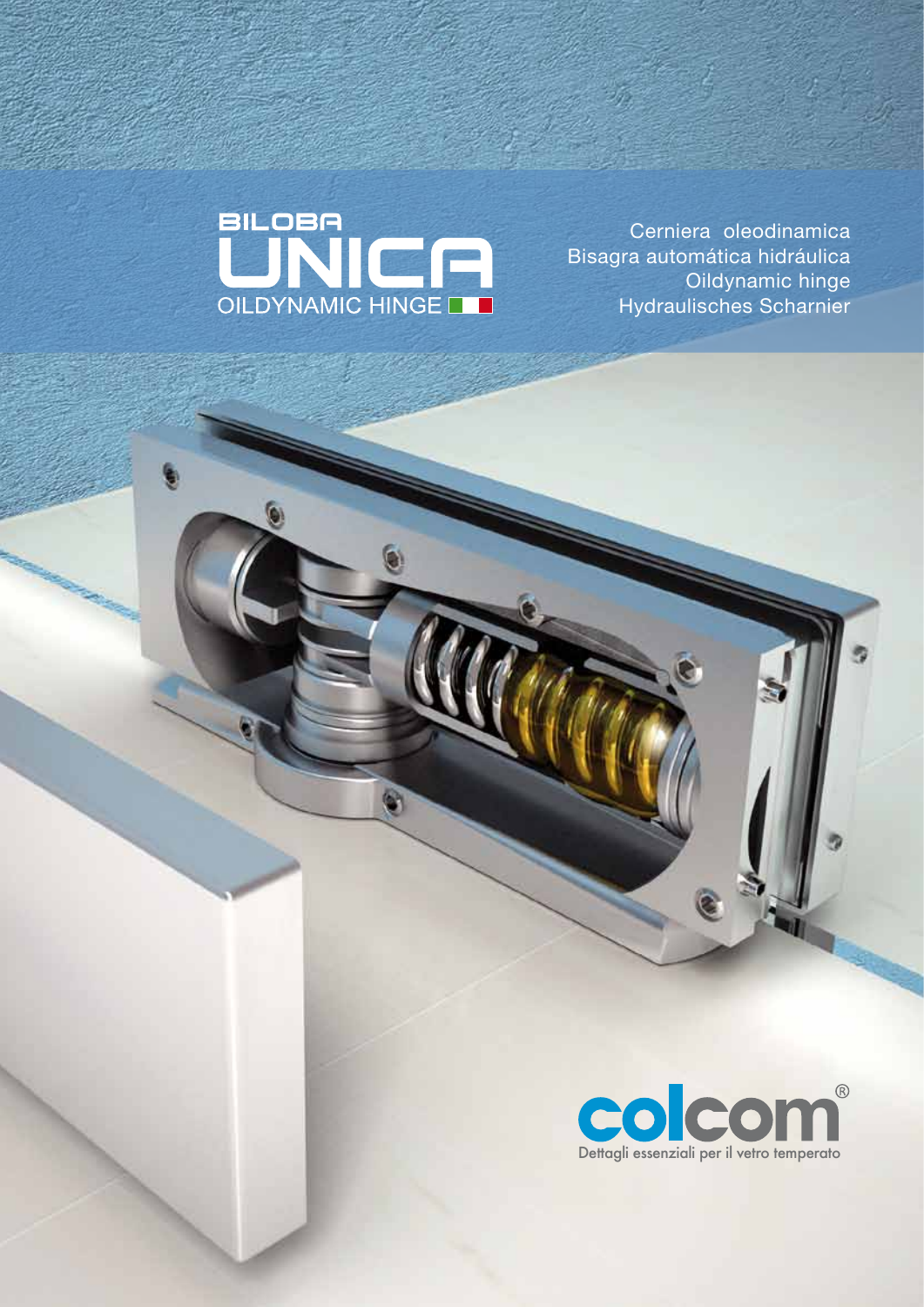# BILOBA UNICA

OILDYNAMIC HINGE

Cerniera oleodinamica
Bisagra automática hidráulica
Oildynamic hinge
Hydraulisches Scharnier

colcom®

Dettagli essenziali per il vetro temperato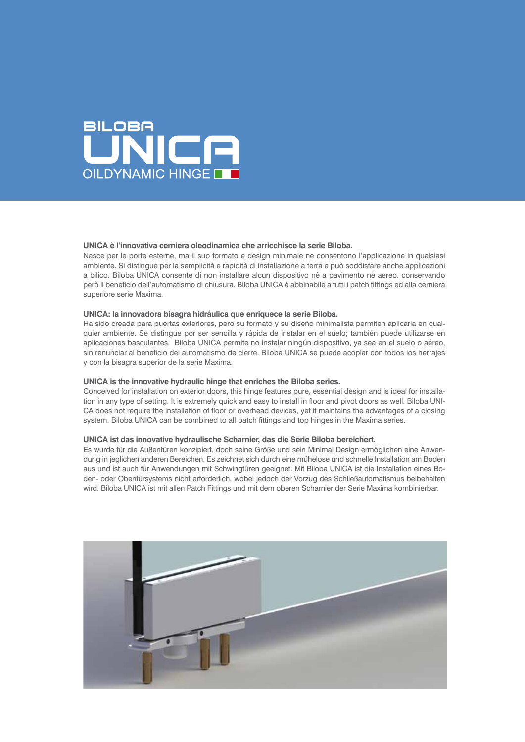# BILOBA UNICA

OILDYNAMIC HINGE

**UNICA è l'innovativa cerniera oleodinamica che arricchisce la serie Biloba.**
Nasce per le porte esterne, ma il suo formato e design minimale ne consentono l'applicazione in qualsiasi ambiente. Si distingue per la semplicità e rapidità di installazione a terra e può soddisfare anche applicazioni a bilico. Biloba UNICA consente di non installare alcun dispositivo nè a pavimento nè aereo, conservando però il beneficio dell'automatismo di chiusura. Biloba UNICA è abbinabile a tutti i patch fittings ed alla cerniera superiore serie Maxima.

**UNICA: la innovadora bisagra hidráulica que enriquece la serie Biloba.**
Ha sido creada para puertas exteriores, pero su formato y su diseño minimalista permiten aplicarla en cualquier ambiente. Se distingue por ser sencilla y rápida de instalar en el suelo; también puede utilizarse en aplicaciones basculantes. Biloba UNICA permite no instalar ningún dispositivo, ya sea en el suelo o aéreo, sin renunciar al beneficio del automatismo de cierre. Biloba UNICA se puede acoplar con todos los herrajes y con la bisagra superior de la serie Maxima.

**UNICA is the innovative hydraulic hinge that enriches the Biloba series.**
Conceived for installation on exterior doors, this hinge features pure, essential design and is ideal for installation in any type of setting. It is extremely quick and easy to install in floor and pivot doors as well. Biloba UNICA does not require the installation of floor or overhead devices, yet it maintains the advantages of a closing system. Biloba UNICA can be combined to all patch fittings and top hinges in the Maxima series.

**UNICA ist das innovative hydraulische Scharnier, das die Serie Biloba bereichert.**
Es wurde für die Außentüren konzipiert, doch seine Größe und sein Minimal Design ermöglichen eine Anwendung in jeglichen anderen Bereichen. Es zeichnet sich durch eine mühelose und schnelle Installation am Boden aus und ist auch für Anwendungen mit Schwingtüren geeignet. Mit Biloba UNICA ist die Installation eines Boden- oder Obentürsystems nicht erforderlich, wobei jedoch der Vorzug des Schließautomatismus beibehalten wird. Biloba UNICA ist mit allen Patch Fittings und mit dem oberen Scharnier der Serie Maxima kombinierbar.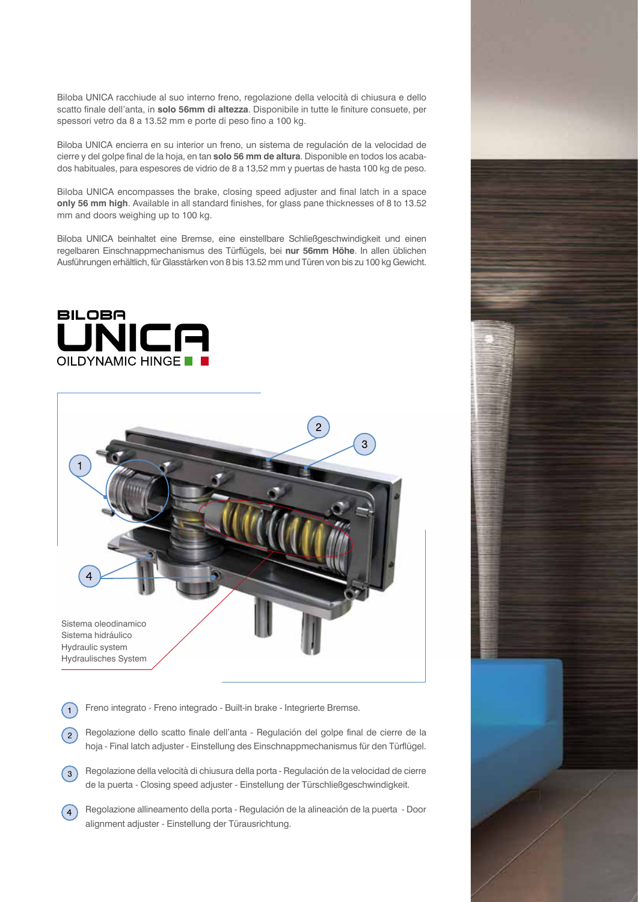Biloba UNICA racchiude al suo interno freno, regolazione della velocità di chiusura e dello scatto finale dell'anta, in **solo 56mm di altezza**. Disponibile in tutte le finiture consuete, per spessori vetro da 8 a 13.52 mm e porte di peso fino a 100 kg.

Biloba UNICA encierra en su interior un freno, un sistema de regulación de la velocidad de cierre y del golpe final de la hoja, en tan **solo 56 mm de altura**. Disponible en todos los acabados habituales, para espesores de vidrio de 8 a 13,52 mm y puertas de hasta 100 kg de peso.

Biloba UNICA encompasses the brake, closing speed adjuster and final latch in a space **only 56 mm high**. Available in all standard finishes, for glass pane thicknesses of 8 to 13.52 mm and doors weighing up to 100 kg.

Biloba UNICA beinhaltet eine Bremse, eine einstellbare Schließgeschwindigkeit und einen regelbaren Einschnappmechanismus des Türflügels, bei **nur 56mm Höhe**. In allen üblichen Ausführungen erhältlich, für Glasstärken von 8 bis 13.52 mm und Türen von bis zu 100 kg Gewicht.

BILOBA
# UNICA
OILDYNAMIC HINGE

Sistema oleodinamico
Sistema hidráulico
Hydraulic system
Hydraulisches System

1. Freno integrato - Freno integrado - Built-in brake - Integrierte Bremse.
2. Regolazione dello scatto finale dell'anta - Regulación del golpe final de cierre de la hoja - Final latch adjuster - Einstellung des Einschnappmechanismus für den Türflügel.
3. Regolazione della velocità di chiusura della porta - Regulación de la velocidad de cierre de la puerta - Closing speed adjuster - Einstellung der Türschließgeschwindigkeit.
4. Regolazione allineamento della porta - Regulación de la alineación de la puerta - Door alignment adjuster - Einstellung der Türausrichtung.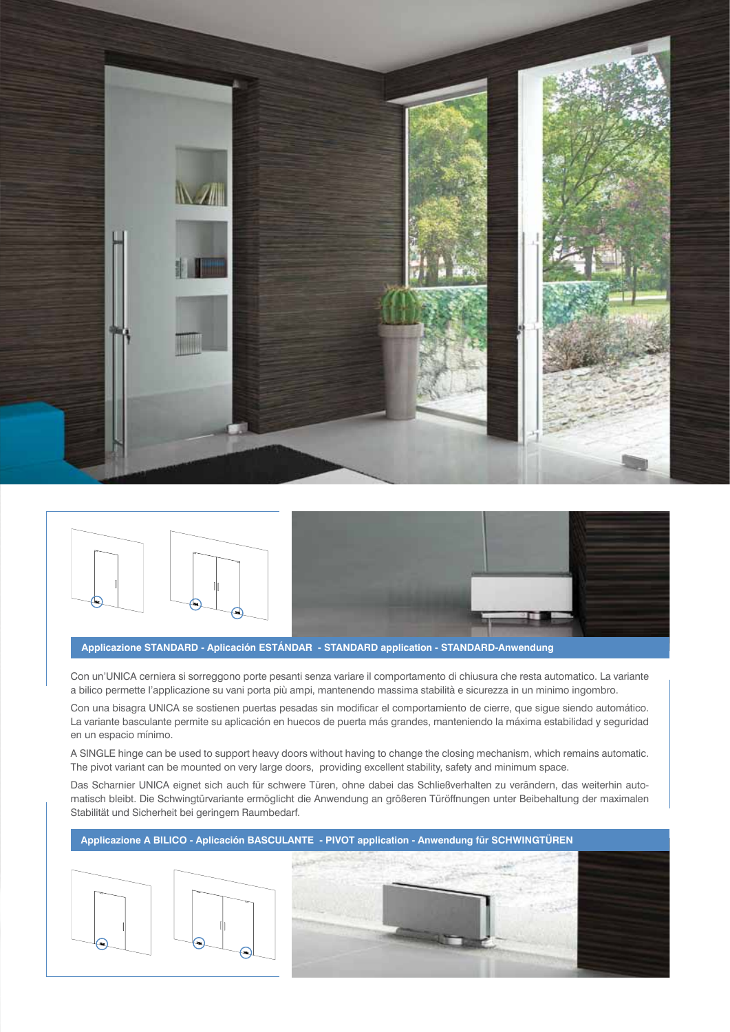## Applicazione STANDARD - Aplicación ESTÁNDAR - STANDARD application - STANDARD-Anwendung

Con un'UNICA cerniera si sorreggono porte pesanti senza variare il comportamento di chiusura che resta automatico. La variante a bilico permette l'applicazione su vani porta più ampi, mantenendo massima stabilità e sicurezza in un minimo ingombro.

Con una bisagra UNICA se sostienen puertas pesadas sin modificar el comportamiento de cierre, que sigue siendo automático. La variante basculante permite su aplicación en huecos de puerta más grandes, manteniendo la máxima estabilidad y seguridad en un espacio mínimo.

A SINGLE hinge can be used to support heavy doors without having to change the closing mechanism, which remains automatic. The pivot variant can be mounted on very large doors, providing excellent stability, safety and minimum space.

Das Scharnier UNICA eignet sich auch für schwere Türen, ohne dabei das Schließverhalten zu verändern, das weiterhin automatisch bleibt. Die Schwingtürvariante ermöglicht die Anwendung an größeren Türöffnungen unter Beibehaltung der maximalen Stabilität und Sicherheit bei geringem Raumbedarf.

## Applicazione A BILICO - Aplicación BASCULANTE - PIVOT application - Anwendung für SCHWINGTÜREN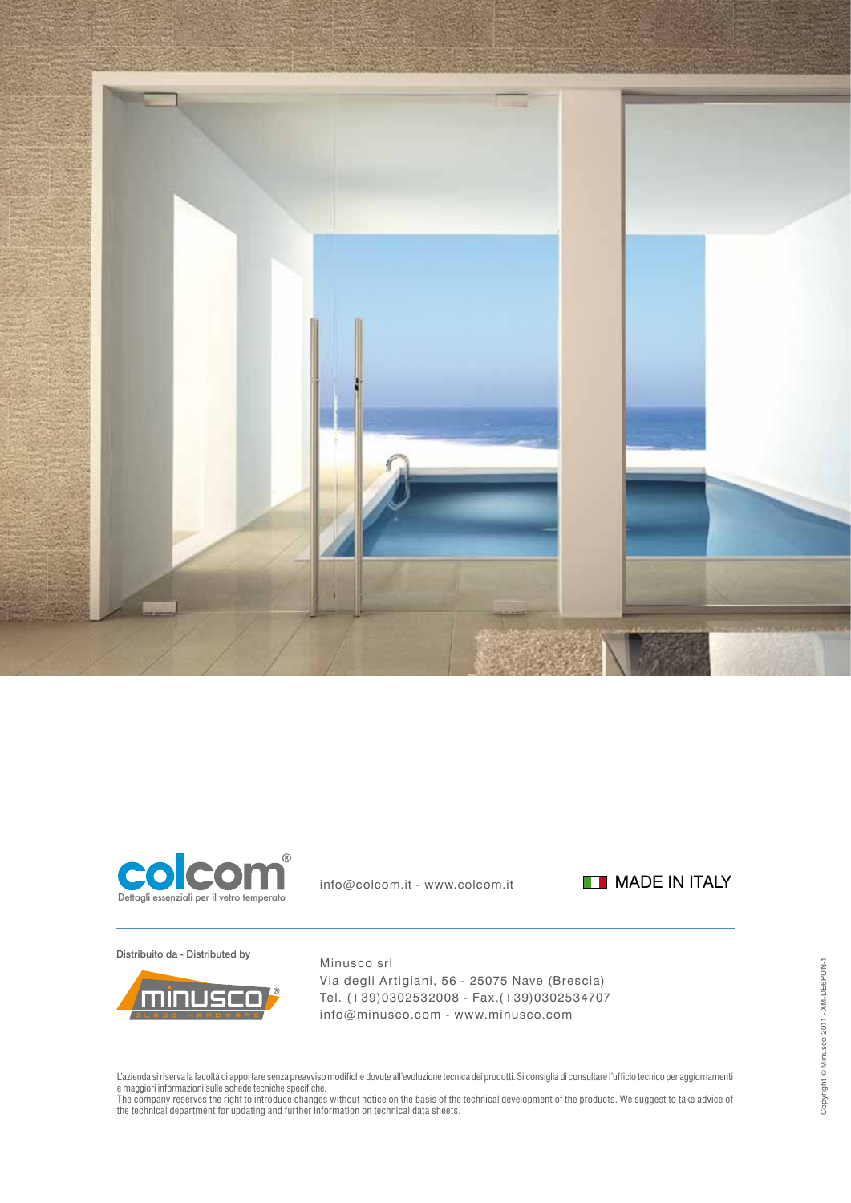colcom®
Dettagli essenziali per il vetro temperato

info@colcom.it - www.colcom.it

MADE IN ITALY

Distribuito da - Distributed by

minusco®
GLASS HARDWARE

Minusco srl
Via degli Artigiani, 56 - 25075 Nave (Brescia)
Tel. (+39)0302532008 - Fax.(+39)0302534707
info@minusco.com - www.minusco.com

L'azienda si riserva la facoltà di apportare senza preavviso modifiche dovute all'evoluzione tecnica dei prodotti. Si consiglia di consultare l'ufficio tecnico per aggiornamenti e maggiori informazioni sulle schede tecniche specifiche.
The company reserves the right to introduce changes without notice on the basis of the technical development of the products. We suggest to take advice of the technical department for updating and further information on technical data sheets.

Copyright © Minusco 2011 - XM-DE6PUN-1